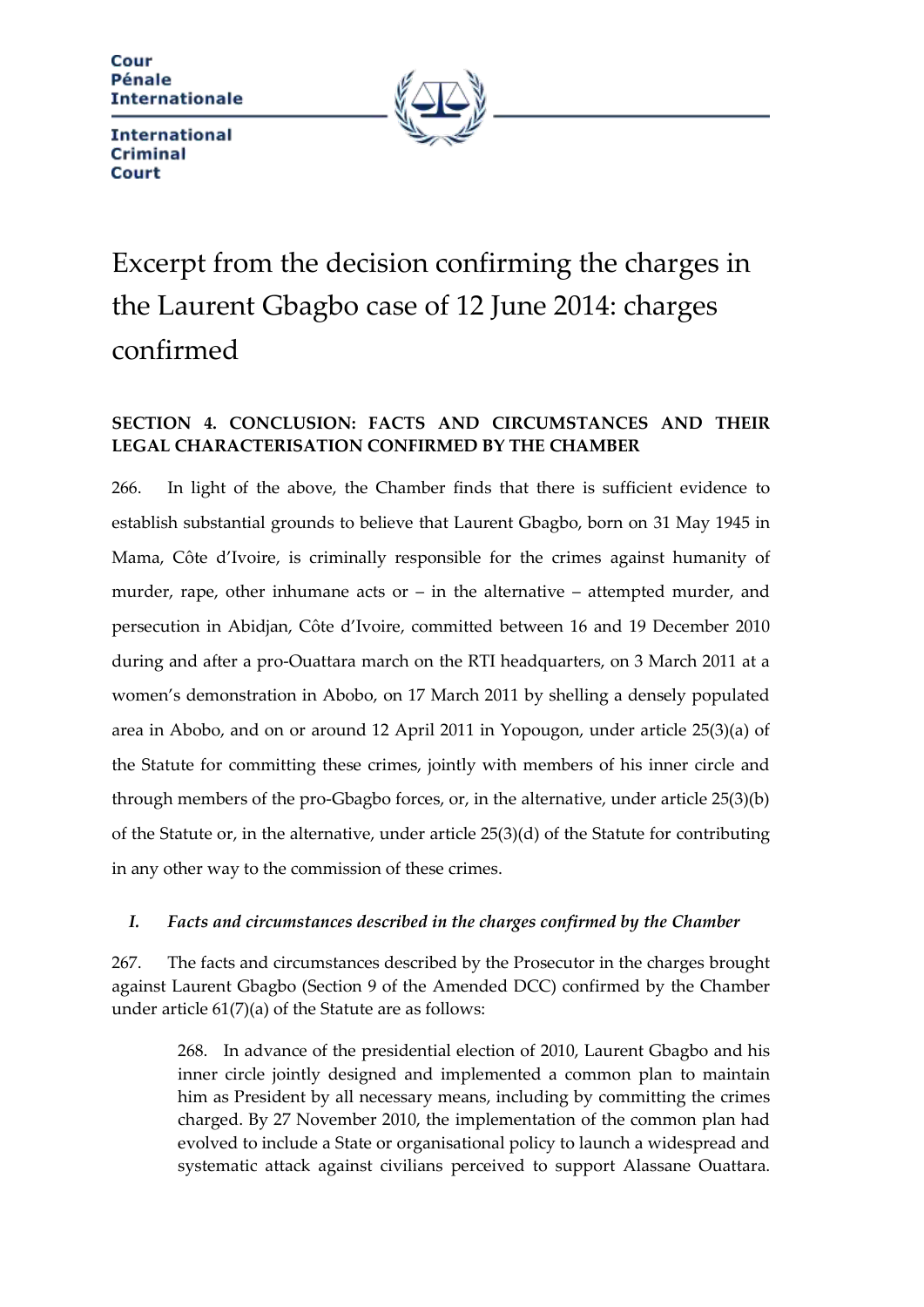Cour Pénale Internationale

International Criminal Court

# Excerpt from the decision confirming the charges in the Laurent Gbagbo case of 12 June 2014: charges confirmed

## SECTION 4. CONCLUSION: FACTS AND CIRCUMSTANCES AND THEIR LEGAL CHARACTERISATION CONFIRMED BY THE CHAMBER

266. In light of the above, the Chamber finds that there is sufficient evidence to establish substantial grounds to believe that Laurent Gbagbo, born on 31 May 1945 in Mama, Côte d'Ivoire, is criminally responsible for the crimes against humanity of murder, rape, other inhumane acts or – in the alternative – attempted murder, and persecution in Abidjan, Côte d'Ivoire, committed between 16 and 19 December 2010 during and after a pro-Ouattara march on the RTI headquarters, on 3 March 2011 at a women's demonstration in Abobo, on 17 March 2011 by shelling a densely populated area in Abobo, and on or around 12 April 2011 in Yopougon, under article 25(3)(a) of the Statute for committing these crimes, jointly with members of his inner circle and through members of the pro-Gbagbo forces, or, in the alternative, under article 25(3)(b) of the Statute or, in the alternative, under article 25(3)(d) of the Statute for contributing in any other way to the commission of these crimes.

### *I. Facts and circumstances described in the charges confirmed by the Chamber*

267. The facts and circumstances described by the Prosecutor in the charges brought against Laurent Gbagbo (Section 9 of the Amended DCC) confirmed by the Chamber under article 61(7)(a) of the Statute are as follows:

> 268. In advance of the presidential election of 2010, Laurent Gbagbo and his inner circle jointly designed and implemented a common plan to maintain him as President by all necessary means, including by committing the crimes charged. By 27 November 2010, the implementation of the common plan had evolved to include a State or organisational policy to launch a widespread and systematic attack against civilians perceived to support Alassane Ouattara.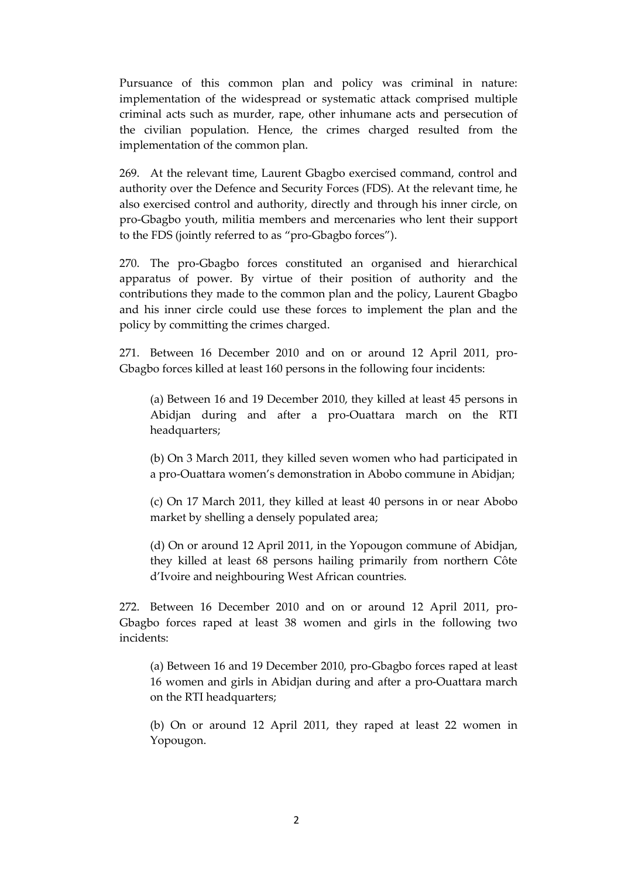Pursuance of this common plan and policy was criminal in nature: implementation of the widespread or systematic attack comprised multiple criminal acts such as murder, rape, other inhumane acts and persecution of the civilian population. Hence, the crimes charged resulted from the implementation of the common plan.

269. At the relevant time, Laurent Gbagbo exercised command, control and authority over the Defence and Security Forces (FDS). At the relevant time, he also exercised control and authority, directly and through his inner circle, on pro-Gbagbo youth, militia members and mercenaries who lent their support to the FDS (jointly referred to as "pro-Gbagbo forces").

270. The pro-Gbagbo forces constituted an organised and hierarchical apparatus of power. By virtue of their position of authority and the contributions they made to the common plan and the policy, Laurent Gbagbo and his inner circle could use these forces to implement the plan and the policy by committing the crimes charged.

271. Between 16 December 2010 and on or around 12 April 2011, pro-Gbagbo forces killed at least 160 persons in the following four incidents:

(a) Between 16 and 19 December 2010, they killed at least 45 persons in Abidjan during and after a pro-Ouattara march on the RTI headquarters;

(b) On 3 March 2011, they killed seven women who had participated in a pro-Ouattara women's demonstration in Abobo commune in Abidjan;

(c) On 17 March 2011, they killed at least 40 persons in or near Abobo market by shelling a densely populated area;

(d) On or around 12 April 2011, in the Yopougon commune of Abidjan, they killed at least 68 persons hailing primarily from northern Côte d'Ivoire and neighbouring West African countries.

272. Between 16 December 2010 and on or around 12 April 2011, pro-Gbagbo forces raped at least 38 women and girls in the following two incidents:

(a) Between 16 and 19 December 2010, pro-Gbagbo forces raped at least 16 women and girls in Abidjan during and after a pro-Ouattara march on the RTI headquarters;

(b) On or around 12 April 2011, they raped at least 22 women in Yopougon.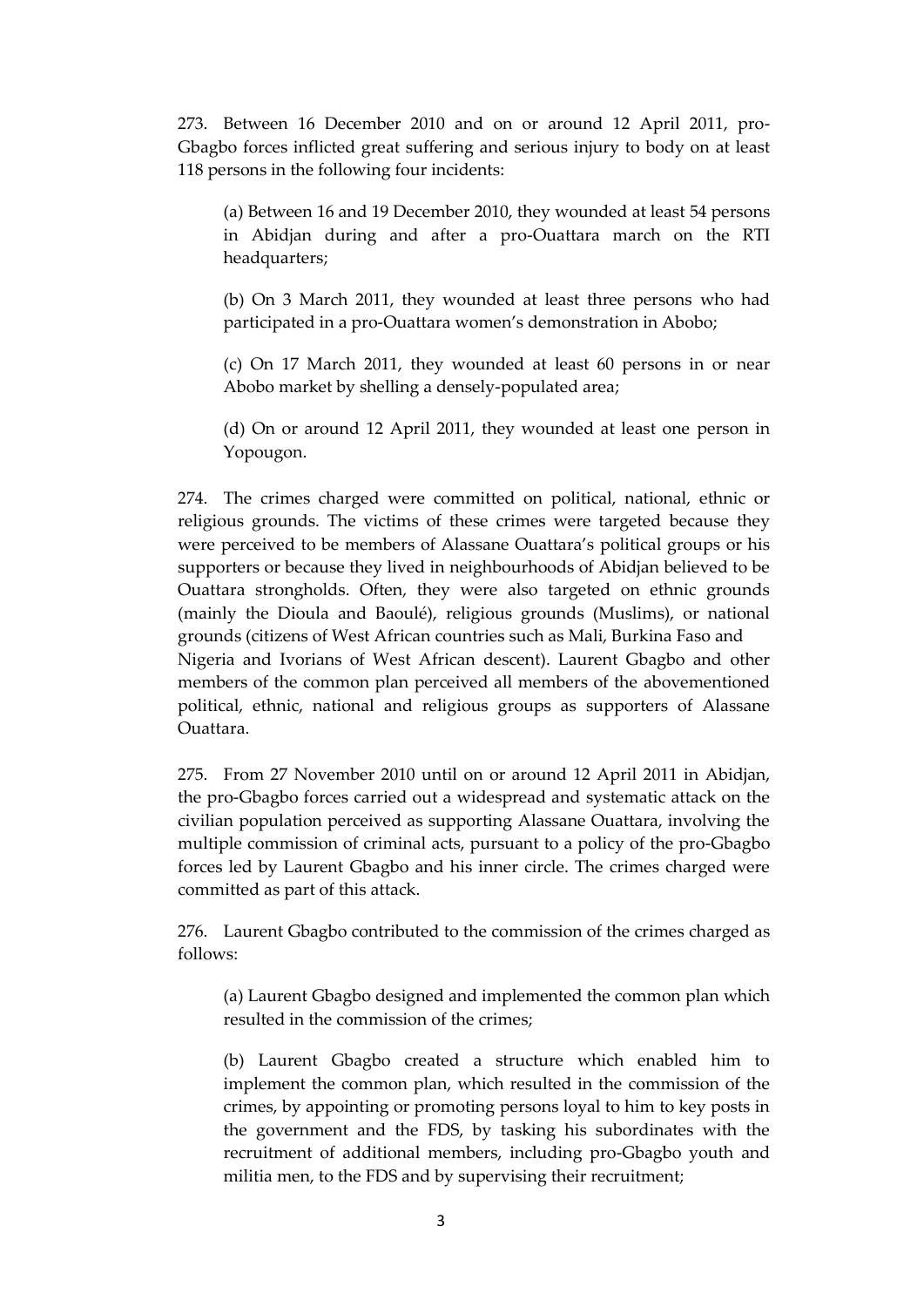273. Between 16 December 2010 and on or around 12 April 2011, pro-Gbagbo forces inflicted great suffering and serious injury to body on at least 118 persons in the following four incidents:

(a) Between 16 and 19 December 2010, they wounded at least 54 persons in Abidjan during and after a pro-Ouattara march on the RTI headquarters;

(b) On 3 March 2011, they wounded at least three persons who had participated in a pro-Ouattara women's demonstration in Abobo;

(c) On 17 March 2011, they wounded at least 60 persons in or near Abobo market by shelling a densely-populated area;

(d) On or around 12 April 2011, they wounded at least one person in Yopougon.

274. The crimes charged were committed on political, national, ethnic or religious grounds. The victims of these crimes were targeted because they were perceived to be members of Alassane Ouattara's political groups or his supporters or because they lived in neighbourhoods of Abidjan believed to be Ouattara strongholds. Often, they were also targeted on ethnic grounds (mainly the Dioula and Baoulé), religious grounds (Muslims), or national grounds (citizens of West African countries such as Mali, Burkina Faso and Nigeria and Ivorians of West African descent). Laurent Gbagbo and other members of the common plan perceived all members of the abovementioned political, ethnic, national and religious groups as supporters of Alassane Ouattara.

275. From 27 November 2010 until on or around 12 April 2011 in Abidjan, the pro-Gbagbo forces carried out a widespread and systematic attack on the civilian population perceived as supporting Alassane Ouattara, involving the multiple commission of criminal acts, pursuant to a policy of the pro-Gbagbo forces led by Laurent Gbagbo and his inner circle. The crimes charged were committed as part of this attack.

276. Laurent Gbagbo contributed to the commission of the crimes charged as follows:

(a) Laurent Gbagbo designed and implemented the common plan which resulted in the commission of the crimes;

(b) Laurent Gbagbo created a structure which enabled him to implement the common plan, which resulted in the commission of the crimes, by appointing or promoting persons loyal to him to key posts in the government and the FDS, by tasking his subordinates with the recruitment of additional members, including pro-Gbagbo youth and militia men, to the FDS and by supervising their recruitment;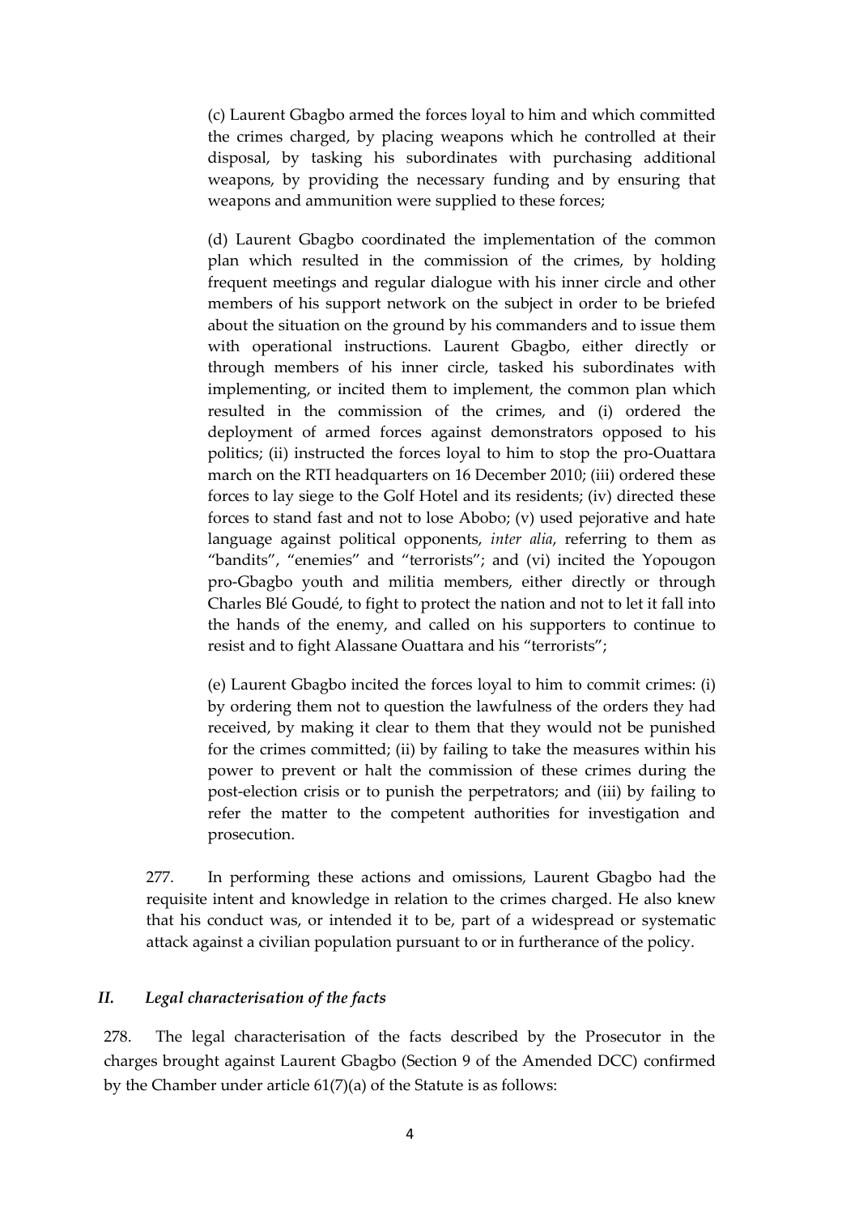(c) Laurent Gbagbo armed the forces loyal to him and which committed the crimes charged, by placing weapons which he controlled at their disposal, by tasking his subordinates with purchasing additional weapons, by providing the necessary funding and by ensuring that weapons and ammunition were supplied to these forces;

(d) Laurent Gbagbo coordinated the implementation of the common plan which resulted in the commission of the crimes, by holding frequent meetings and regular dialogue with his inner circle and other members of his support network on the subject in order to be briefed about the situation on the ground by his commanders and to issue them with operational instructions. Laurent Gbagbo, either directly or through members of his inner circle, tasked his subordinates with implementing, or incited them to implement, the common plan which resulted in the commission of the crimes, and (i) ordered the deployment of armed forces against demonstrators opposed to his politics; (ii) instructed the forces loyal to him to stop the pro-Ouattara march on the RTI headquarters on 16 December 2010; (iii) ordered these forces to lay siege to the Golf Hotel and its residents; (iv) directed these forces to stand fast and not to lose Abobo; (v) used pejorative and hate language against political opponents, *inter alia*, referring to them as "bandits", "enemies" and "terrorists"; and (vi) incited the Yopougon pro-Gbagbo youth and militia members, either directly or through Charles Blé Goudé, to fight to protect the nation and not to let it fall into the hands of the enemy, and called on his supporters to continue to resist and to fight Alassane Ouattara and his "terrorists";

(e) Laurent Gbagbo incited the forces loyal to him to commit crimes: (i) by ordering them not to question the lawfulness of the orders they had received, by making it clear to them that they would not be punished for the crimes committed; (ii) by failing to take the measures within his power to prevent or halt the commission of these crimes during the post-election crisis or to punish the perpetrators; and (iii) by failing to refer the matter to the competent authorities for investigation and prosecution.

277. In performing these actions and omissions, Laurent Gbagbo had the requisite intent and knowledge in relation to the crimes charged. He also knew that his conduct was, or intended it to be, part of a widespread or systematic attack against a civilian population pursuant to or in furtherance of the policy.

### *II. Legal characterisation of the facts*

278. The legal characterisation of the facts described by the Prosecutor in the charges brought against Laurent Gbagbo (Section 9 of the Amended DCC) confirmed by the Chamber under article 61(7)(a) of the Statute is as follows: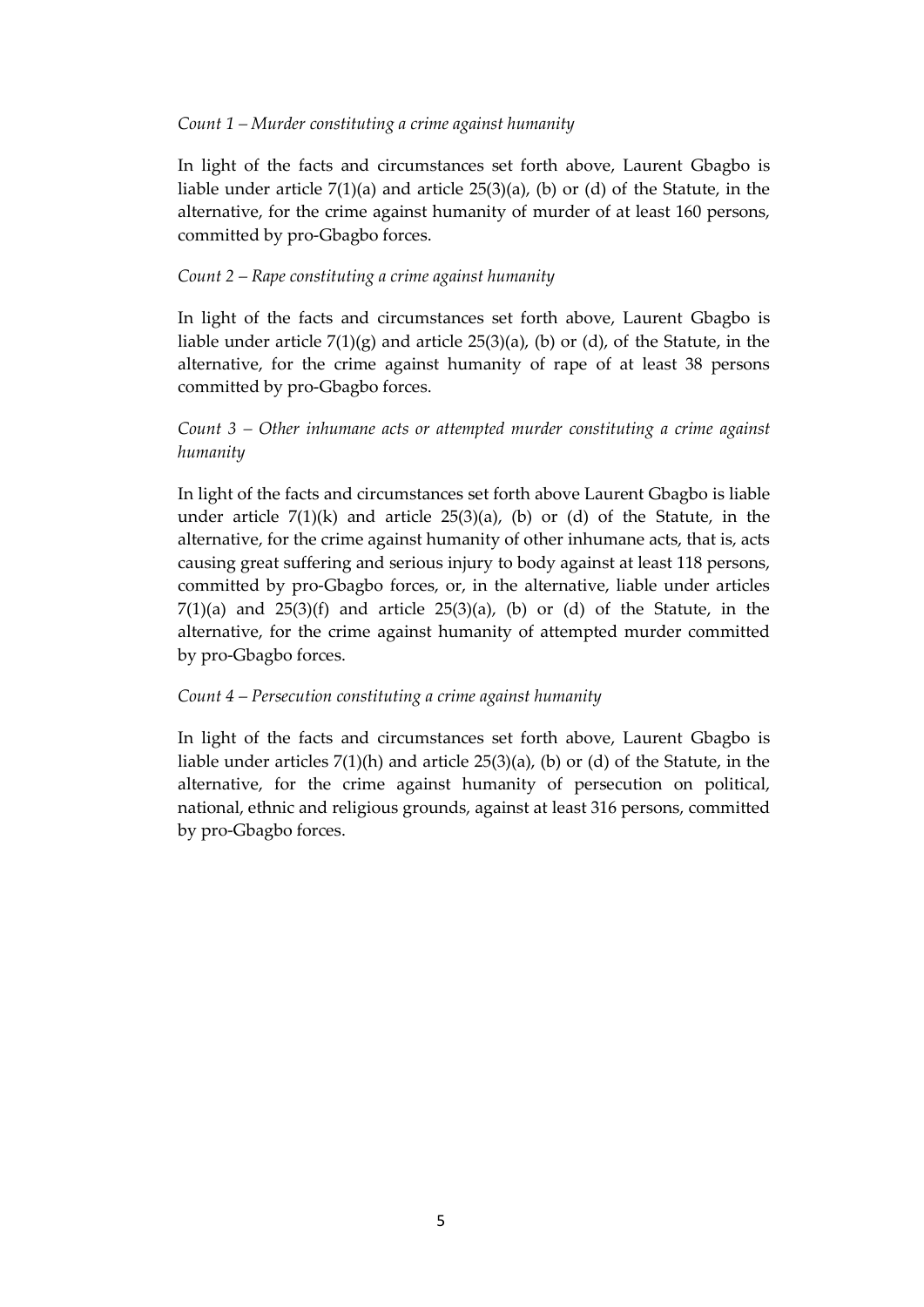*Count 1 – Murder constituting a crime against humanity*

In light of the facts and circumstances set forth above, Laurent Gbagbo is liable under article 7(1)(a) and article 25(3)(a), (b) or (d) of the Statute, in the alternative, for the crime against humanity of murder of at least 160 persons, committed by pro-Gbagbo forces.

*Count 2 – Rape constituting a crime against humanity*

In light of the facts and circumstances set forth above, Laurent Gbagbo is liable under article 7(1)(g) and article 25(3)(a), (b) or (d), of the Statute, in the alternative, for the crime against humanity of rape of at least 38 persons committed by pro-Gbagbo forces.

*Count 3 – Other inhumane acts or attempted murder constituting a crime against humanity*

In light of the facts and circumstances set forth above Laurent Gbagbo is liable under article 7(1)(k) and article 25(3)(a), (b) or (d) of the Statute, in the alternative, for the crime against humanity of other inhumane acts, that is, acts causing great suffering and serious injury to body against at least 118 persons, committed by pro-Gbagbo forces, or, in the alternative, liable under articles 7(1)(a) and 25(3)(f) and article 25(3)(a), (b) or (d) of the Statute, in the alternative, for the crime against humanity of attempted murder committed by pro-Gbagbo forces.

*Count 4 – Persecution constituting a crime against humanity*

In light of the facts and circumstances set forth above, Laurent Gbagbo is liable under articles 7(1)(h) and article 25(3)(a), (b) or (d) of the Statute, in the alternative, for the crime against humanity of persecution on political, national, ethnic and religious grounds, against at least 316 persons, committed by pro-Gbagbo forces.